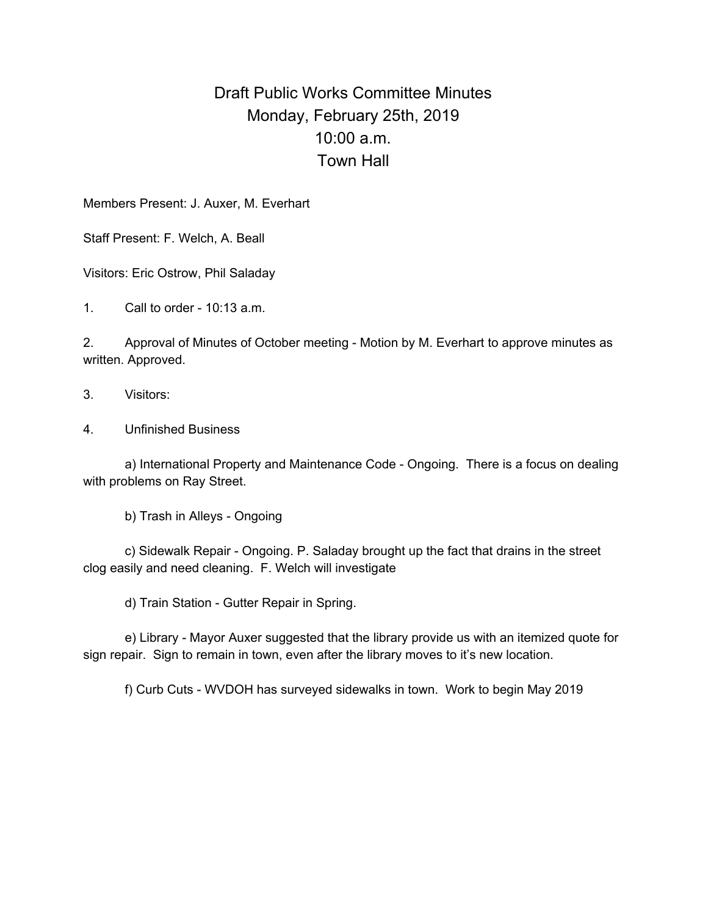# Draft Public Works Committee Minutes
## Monday, February 25th, 2019
## 10:00 a.m.
## Town Hall

Members Present: J. Auxer, M. Everhart

Staff Present: F. Welch, A. Beall

Visitors: Eric Ostrow, Phil Saladay

1. Call to order - 10:13 a.m.

2. Approval of Minutes of October meeting - Motion by M. Everhart to approve minutes as written. Approved.

3. Visitors:

4. Unfinished Business

   a) International Property and Maintenance Code - Ongoing. There is a focus on dealing with problems on Ray Street.

   b) Trash in Alleys - Ongoing

   c) Sidewalk Repair - Ongoing. P. Saladay brought up the fact that drains in the street clog easily and need cleaning. F. Welch will investigate

   d) Train Station - Gutter Repair in Spring.

   e) Library - Mayor Auxer suggested that the library provide us with an itemized quote for sign repair. Sign to remain in town, even after the library moves to it's new location.

   f) Curb Cuts - WVDOH has surveyed sidewalks in town. Work to begin May 2019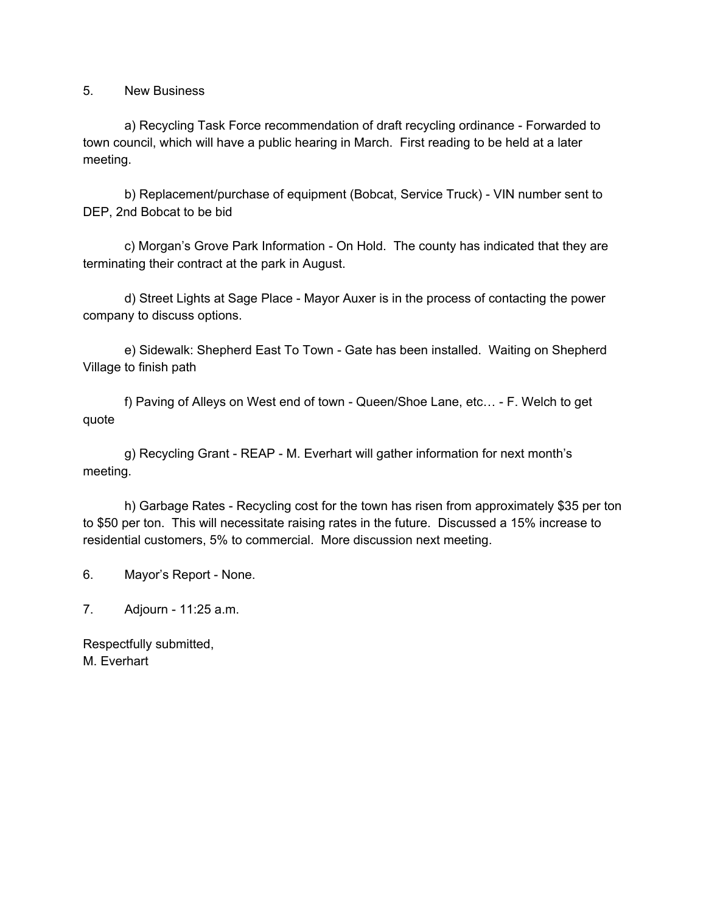5. New Business

a) Recycling Task Force recommendation of draft recycling ordinance - Forwarded to town council, which will have a public hearing in March. First reading to be held at a later meeting.

b) Replacement/purchase of equipment (Bobcat, Service Truck) - VIN number sent to DEP, 2nd Bobcat to be bid

c) Morgan's Grove Park Information - On Hold. The county has indicated that they are terminating their contract at the park in August.

d) Street Lights at Sage Place - Mayor Auxer is in the process of contacting the power company to discuss options.

e) Sidewalk: Shepherd East To Town - Gate has been installed. Waiting on Shepherd Village to finish path

f) Paving of Alleys on West end of town - Queen/Shoe Lane, etc… - F. Welch to get quote

g) Recycling Grant - REAP - M. Everhart will gather information for next month's meeting.

h) Garbage Rates - Recycling cost for the town has risen from approximately $35 per ton to $50 per ton. This will necessitate raising rates in the future. Discussed a 15% increase to residential customers, 5% to commercial. More discussion next meeting.

6. Mayor's Report - None.

7. Adjourn - 11:25 a.m.

Respectfully submitted,
M. Everhart